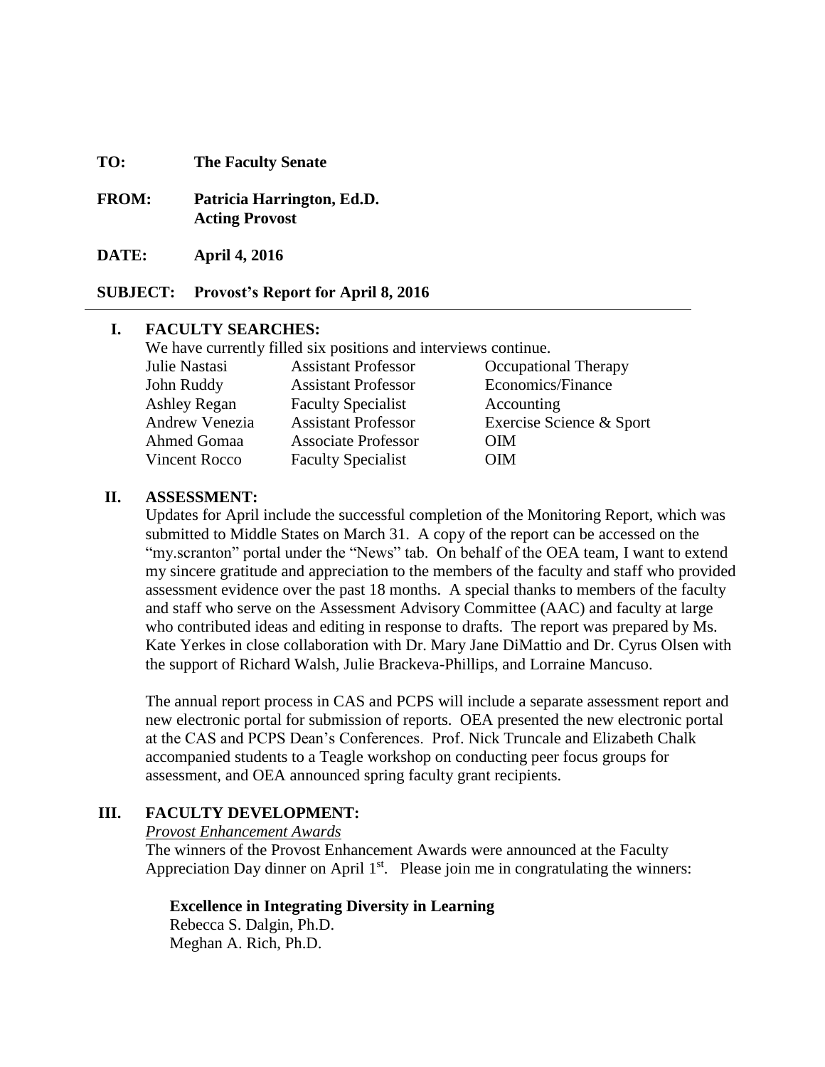**TO:** **The Faculty Senate**

**FROM:** **Patricia Harrington, Ed.D.**
**Acting Provost**

**DATE:** **April 4, 2016**

**SUBJECT:** **Provost's Report for April 8, 2016**

---

## I. FACULTY SEARCHES:

We have currently filled six positions and interviews continue.

| | | |
|---|---|---|
| Julie Nastasi | Assistant Professor | Occupational Therapy |
| John Ruddy | Assistant Professor | Economics/Finance |
| Ashley Regan | Faculty Specialist | Accounting |
| Andrew Venezia | Assistant Professor | Exercise Science & Sport |
| Ahmed Gomaa | Associate Professor | OIM |
| Vincent Rocco | Faculty Specialist | OIM |

## II. ASSESSMENT:

Updates for April include the successful completion of the Monitoring Report, which was submitted to Middle States on March 31. A copy of the report can be accessed on the "my.scranton" portal under the "News" tab. On behalf of the OEA team, I want to extend my sincere gratitude and appreciation to the members of the faculty and staff who provided assessment evidence over the past 18 months. A special thanks to members of the faculty and staff who serve on the Assessment Advisory Committee (AAC) and faculty at large who contributed ideas and editing in response to drafts. The report was prepared by Ms. Kate Yerkes in close collaboration with Dr. Mary Jane DiMattio and Dr. Cyrus Olsen with the support of Richard Walsh, Julie Brackeva-Phillips, and Lorraine Mancuso.

The annual report process in CAS and PCPS will include a separate assessment report and new electronic portal for submission of reports. OEA presented the new electronic portal at the CAS and PCPS Dean's Conferences. Prof. Nick Truncale and Elizabeth Chalk accompanied students to a Teagle workshop on conducting peer focus groups for assessment, and OEA announced spring faculty grant recipients.

## III. FACULTY DEVELOPMENT:

*Provost Enhancement Awards*

The winners of the Provost Enhancement Awards were announced at the Faculty Appreciation Day dinner on April 1st. Please join me in congratulating the winners:

**Excellence in Integrating Diversity in Learning**
Rebecca S. Dalgin, Ph.D.
Meghan A. Rich, Ph.D.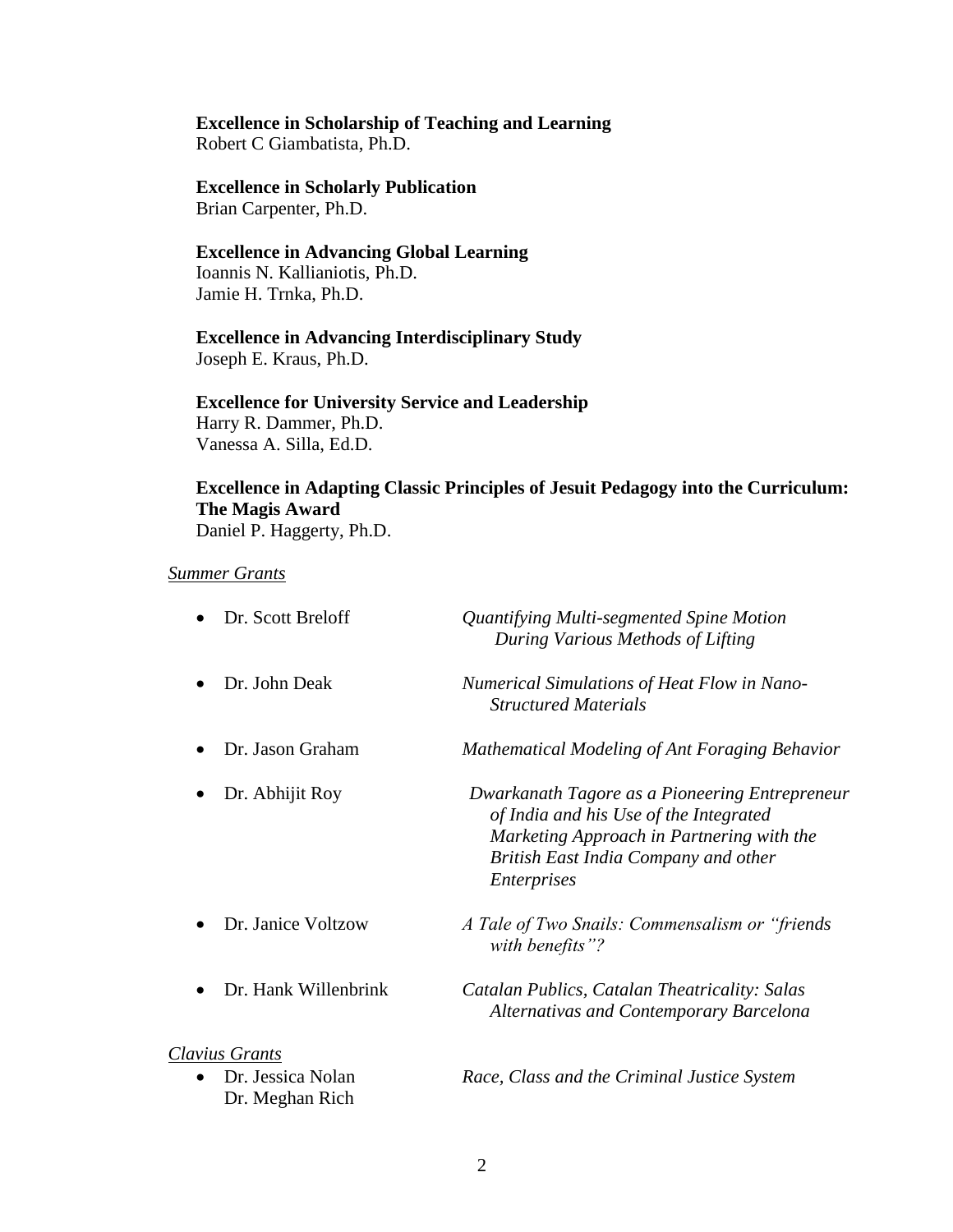**Excellence in Scholarship of Teaching and Learning**
Robert C Giambatista, Ph.D.

**Excellence in Scholarly Publication**
Brian Carpenter, Ph.D.

**Excellence in Advancing Global Learning**
Ioannis N. Kallianiotis, Ph.D.
Jamie H. Trnka, Ph.D.

**Excellence in Advancing Interdisciplinary Study**
Joseph E. Kraus, Ph.D.

**Excellence for University Service and Leadership**
Harry R. Dammer, Ph.D.
Vanessa A. Silla, Ed.D.

**Excellence in Adapting Classic Principles of Jesuit Pedagogy into the Curriculum: The Magis Award**
Daniel P. Haggerty, Ph.D.

<u>*Summer Grants*</u>

- Dr. Scott Breloff — *Quantifying Multi-segmented Spine Motion During Various Methods of Lifting*
- Dr. John Deak — *Numerical Simulations of Heat Flow in Nano-Structured Materials*
- Dr. Jason Graham — *Mathematical Modeling of Ant Foraging Behavior*
- Dr. Abhijit Roy — *Dwarkanath Tagore as a Pioneering Entrepreneur of India and his Use of the Integrated Marketing Approach in Partnering with the British East India Company and other Enterprises*
- Dr. Janice Voltzow — *A Tale of Two Snails: Commensalism or "friends with benefits"?*
- Dr. Hank Willenbrink — *Catalan Publics, Catalan Theatricality: Salas Alternativas and Contemporary Barcelona*

<u>*Clavius Grants*</u>

- Dr. Jessica Nolan, Dr. Meghan Rich — *Race, Class and the Criminal Justice System*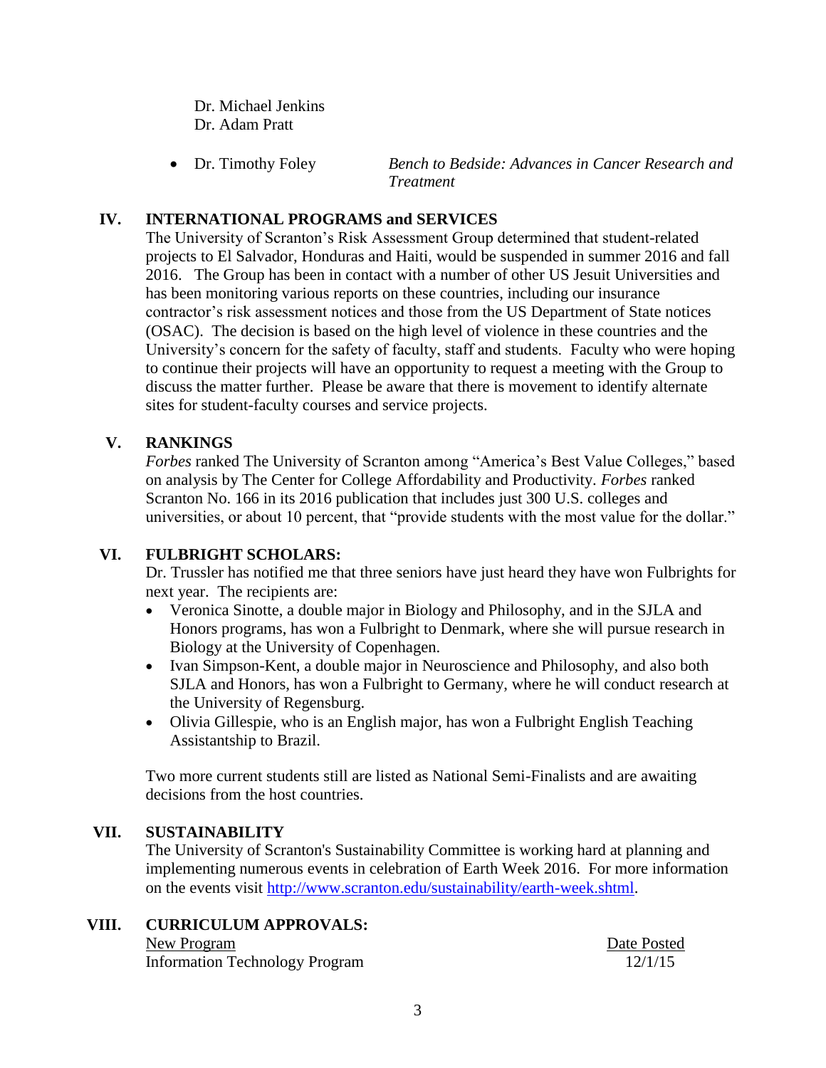Dr. Michael Jenkins
Dr. Adam Pratt

- Dr. Timothy Foley — *Bench to Bedside: Advances in Cancer Research and Treatment*

## IV. INTERNATIONAL PROGRAMS and SERVICES

The University of Scranton's Risk Assessment Group determined that student-related projects to El Salvador, Honduras and Haiti, would be suspended in summer 2016 and fall 2016. The Group has been in contact with a number of other US Jesuit Universities and has been monitoring various reports on these countries, including our insurance contractor's risk assessment notices and those from the US Department of State notices (OSAC). The decision is based on the high level of violence in these countries and the University's concern for the safety of faculty, staff and students. Faculty who were hoping to continue their projects will have an opportunity to request a meeting with the Group to discuss the matter further. Please be aware that there is movement to identify alternate sites for student-faculty courses and service projects.

## V. RANKINGS

*Forbes* ranked The University of Scranton among "America's Best Value Colleges," based on analysis by The Center for College Affordability and Productivity. *Forbes* ranked Scranton No. 166 in its 2016 publication that includes just 300 U.S. colleges and universities, or about 10 percent, that "provide students with the most value for the dollar."

## VI. FULBRIGHT SCHOLARS:

Dr. Trussler has notified me that three seniors have just heard they have won Fulbrights for next year. The recipients are:

- Veronica Sinotte, a double major in Biology and Philosophy, and in the SJLA and Honors programs, has won a Fulbright to Denmark, where she will pursue research in Biology at the University of Copenhagen.
- Ivan Simpson-Kent, a double major in Neuroscience and Philosophy, and also both SJLA and Honors, has won a Fulbright to Germany, where he will conduct research at the University of Regensburg.
- Olivia Gillespie, who is an English major, has won a Fulbright English Teaching Assistantship to Brazil.

Two more current students still are listed as National Semi-Finalists and are awaiting decisions from the host countries.

## VII. SUSTAINABILITY

The University of Scranton's Sustainability Committee is working hard at planning and implementing numerous events in celebration of Earth Week 2016. For more information on the events visit http://www.scranton.edu/sustainability/earth-week.shtml.

## VIII. CURRICULUM APPROVALS:

| New Program | Date Posted |
|---|---|
| Information Technology Program | 12/1/15 |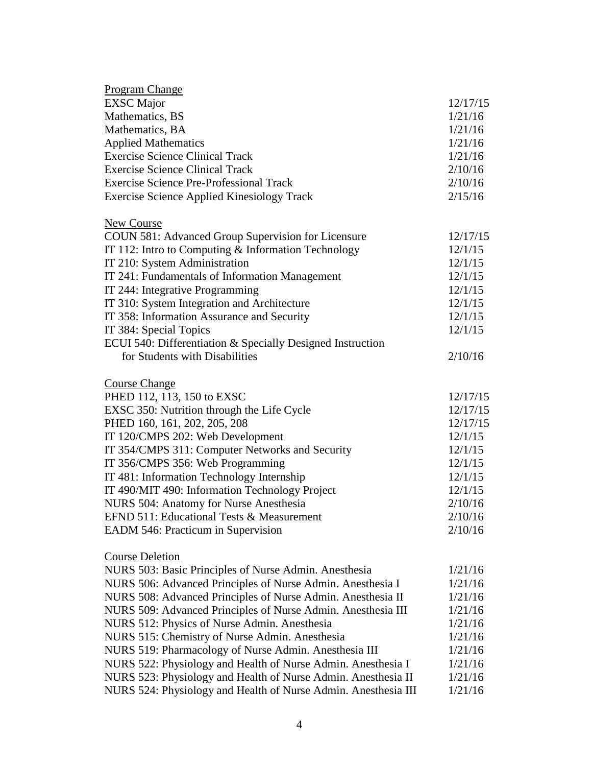| Program Change | |
|---|---|
| EXSC Major | 12/17/15 |
| Mathematics, BS | 1/21/16 |
| Mathematics, BA | 1/21/16 |
| Applied Mathematics | 1/21/16 |
| Exercise Science Clinical Track | 1/21/16 |
| Exercise Science Clinical Track | 2/10/16 |
| Exercise Science Pre-Professional Track | 2/10/16 |
| Exercise Science Applied Kinesiology Track | 2/15/16 |

| New Course | |
|---|---|
| COUN 581: Advanced Group Supervision for Licensure | 12/17/15 |
| IT 112: Intro to Computing & Information Technology | 12/1/15 |
| IT 210: System Administration | 12/1/15 |
| IT 241: Fundamentals of Information Management | 12/1/15 |
| IT 244: Integrative Programming | 12/1/15 |
| IT 310: System Integration and Architecture | 12/1/15 |
| IT 358: Information Assurance and Security | 12/1/15 |
| IT 384: Special Topics | 12/1/15 |
| ECUI 540: Differentiation & Specially Designed Instruction for Students with Disabilities | 2/10/16 |

| Course Change | |
|---|---|
| PHED 112, 113, 150 to EXSC | 12/17/15 |
| EXSC 350: Nutrition through the Life Cycle | 12/17/15 |
| PHED 160, 161, 202, 205, 208 | 12/17/15 |
| IT 120/CMPS 202: Web Development | 12/1/15 |
| IT 354/CMPS 311: Computer Networks and Security | 12/1/15 |
| IT 356/CMPS 356: Web Programming | 12/1/15 |
| IT 481: Information Technology Internship | 12/1/15 |
| IT 490/MIT 490: Information Technology Project | 12/1/15 |
| NURS 504: Anatomy for Nurse Anesthesia | 2/10/16 |
| EFND 511: Educational Tests & Measurement | 2/10/16 |
| EADM 546: Practicum in Supervision | 2/10/16 |

| Course Deletion | |
|---|---|
| NURS 503: Basic Principles of Nurse Admin. Anesthesia | 1/21/16 |
| NURS 506: Advanced Principles of Nurse Admin. Anesthesia I | 1/21/16 |
| NURS 508: Advanced Principles of Nurse Admin. Anesthesia II | 1/21/16 |
| NURS 509: Advanced Principles of Nurse Admin. Anesthesia III | 1/21/16 |
| NURS 512: Physics of Nurse Admin. Anesthesia | 1/21/16 |
| NURS 515: Chemistry of Nurse Admin. Anesthesia | 1/21/16 |
| NURS 519: Pharmacology of Nurse Admin. Anesthesia III | 1/21/16 |
| NURS 522: Physiology and Health of Nurse Admin. Anesthesia I | 1/21/16 |
| NURS 523: Physiology and Health of Nurse Admin. Anesthesia II | 1/21/16 |
| NURS 524: Physiology and Health of Nurse Admin. Anesthesia III | 1/21/16 |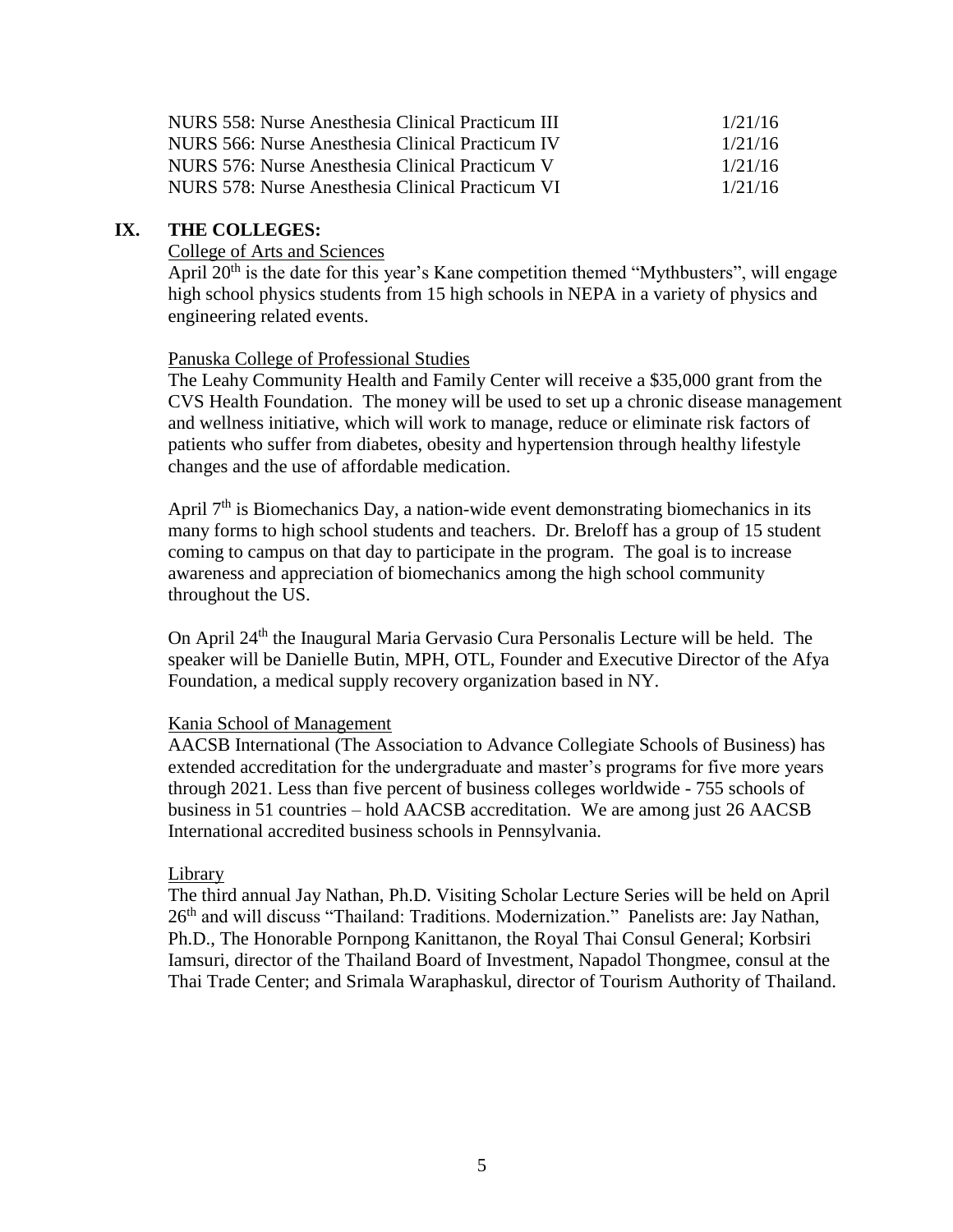| | |
|---|---|
| NURS 558: Nurse Anesthesia Clinical Practicum III | 1/21/16 |
| NURS 566: Nurse Anesthesia Clinical Practicum IV | 1/21/16 |
| NURS 576: Nurse Anesthesia Clinical Practicum V | 1/21/16 |
| NURS 578: Nurse Anesthesia Clinical Practicum VI | 1/21/16 |

## IX. THE COLLEGES:

College of Arts and Sciences

April 20th is the date for this year's Kane competition themed "Mythbusters", will engage high school physics students from 15 high schools in NEPA in a variety of physics and engineering related events.

Panuska College of Professional Studies

The Leahy Community Health and Family Center will receive a $35,000 grant from the CVS Health Foundation. The money will be used to set up a chronic disease management and wellness initiative, which will work to manage, reduce or eliminate risk factors of patients who suffer from diabetes, obesity and hypertension through healthy lifestyle changes and the use of affordable medication.

April 7th is Biomechanics Day, a nation-wide event demonstrating biomechanics in its many forms to high school students and teachers. Dr. Breloff has a group of 15 student coming to campus on that day to participate in the program. The goal is to increase awareness and appreciation of biomechanics among the high school community throughout the US.

On April 24th the Inaugural Maria Gervasio Cura Personalis Lecture will be held. The speaker will be Danielle Butin, MPH, OTL, Founder and Executive Director of the Afya Foundation, a medical supply recovery organization based in NY.

Kania School of Management

AACSB International (The Association to Advance Collegiate Schools of Business) has extended accreditation for the undergraduate and master's programs for five more years through 2021. Less than five percent of business colleges worldwide - 755 schools of business in 51 countries – hold AACSB accreditation. We are among just 26 AACSB International accredited business schools in Pennsylvania.

Library

The third annual Jay Nathan, Ph.D. Visiting Scholar Lecture Series will be held on April 26th and will discuss "Thailand: Traditions. Modernization." Panelists are: Jay Nathan, Ph.D., The Honorable Pornpong Kanittanon, the Royal Thai Consul General; Korbsiri Iamsuri, director of the Thailand Board of Investment, Napadol Thongmee, consul at the Thai Trade Center; and Srimala Waraphaskul, director of Tourism Authority of Thailand.